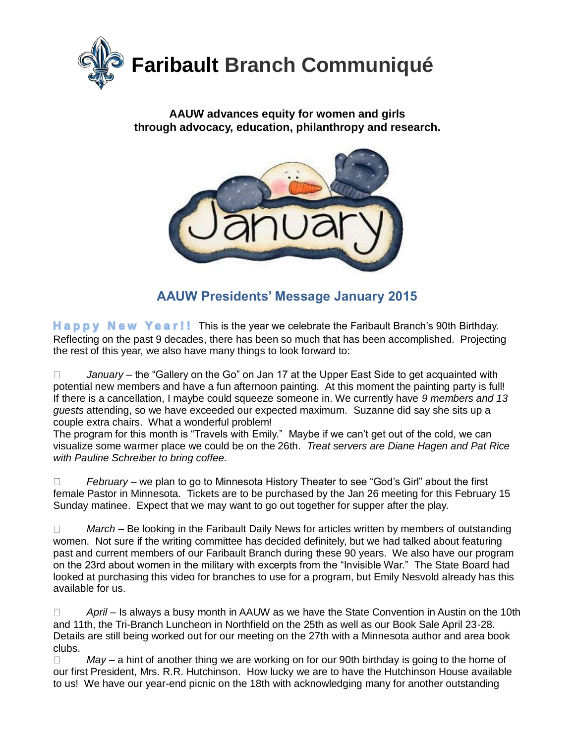# Faribault Branch Communiqué

**AAUW advances equity for women and girls through advocacy, education, philanthropy and research.**

## AAUW Presidents' Message January 2015

**Happy New Year!!** This is the year we celebrate the Faribault Branch's 90th Birthday. Reflecting on the past 9 decades, there has been so much that has been accomplished. Projecting the rest of this year, we also have many things to look forward to:

- *January* – the "Gallery on the Go" on Jan 17 at the Upper East Side to get acquainted with potential new members and have a fun afternoon painting. At this moment the painting party is full! If there is a cancellation, I maybe could squeeze someone in. We currently have *9 members and 13 guests* attending, so we have exceeded our expected maximum. Suzanne did say she sits up a couple extra chairs. What a wonderful problem!
The program for this month is "Travels with Emily." Maybe if we can't get out of the cold, we can visualize some warmer place we could be on the 26th. *Treat servers are Diane Hagen and Pat Rice with Pauline Schreiber to bring coffee.*

- *February* – we plan to go to Minnesota History Theater to see "God's Girl" about the first female Pastor in Minnesota. Tickets are to be purchased by the Jan 26 meeting for this February 15 Sunday matinee. Expect that we may want to go out together for supper after the play.

- *March* – Be looking in the Faribault Daily News for articles written by members of outstanding women. Not sure if the writing committee has decided definitely, but we had talked about featuring past and current members of our Faribault Branch during these 90 years. We also have our program on the 23rd about women in the military with excerpts from the "Invisible War." The State Board had looked at purchasing this video for branches to use for a program, but Emily Nesvold already has this available for us.

- *April* – Is always a busy month in AAUW as we have the State Convention in Austin on the 10th and 11th, the Tri-Branch Luncheon in Northfield on the 25th as well as our Book Sale April 23-28. Details are still being worked out for our meeting on the 27th with a Minnesota author and area book clubs.
- *May* – a hint of another thing we are working on for our 90th birthday is going to the home of our first President, Mrs. R.R. Hutchinson. How lucky we are to have the Hutchinson House available to us! We have our year-end picnic on the 18th with acknowledging many for another outstanding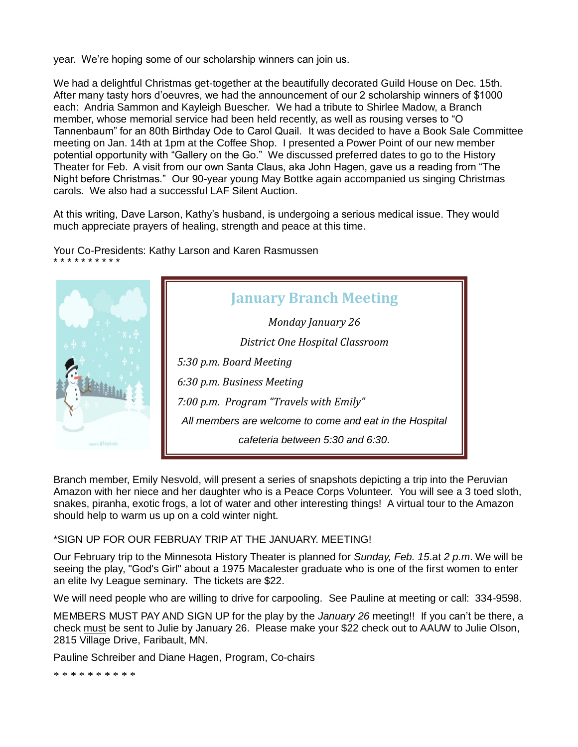year. We're hoping some of our scholarship winners can join us.

We had a delightful Christmas get-together at the beautifully decorated Guild House on Dec. 15th. After many tasty hors d'oeuvres, we had the announcement of our 2 scholarship winners of $1000 each: Andria Sammon and Kayleigh Buescher. We had a tribute to Shirlee Madow, a Branch member, whose memorial service had been held recently, as well as rousing verses to "O Tannenbaum" for an 80th Birthday Ode to Carol Quail. It was decided to have a Book Sale Committee meeting on Jan. 14th at 1pm at the Coffee Shop. I presented a Power Point of our new member potential opportunity with "Gallery on the Go." We discussed preferred dates to go to the History Theater for Feb. A visit from our own Santa Claus, aka John Hagen, gave us a reading from "The Night before Christmas." Our 90-year young May Bottke again accompanied us singing Christmas carols. We also had a successful LAF Silent Auction.

At this writing, Dave Larson, Kathy's husband, is undergoing a serious medical issue. They would much appreciate prayers of healing, strength and peace at this time.

Your Co-Presidents: Kathy Larson and Karen Rasmussen

* * * * * * * * * *

## January Branch Meeting

*Monday January 26*

*District One Hospital Classroom*

*5:30 p.m. Board Meeting*

*6:30 p.m. Business Meeting*

*7:00 p.m. Program "Travels with Emily"*

*All members are welcome to come and eat in the Hospital cafeteria between 5:30 and 6:30.*

Branch member, Emily Nesvold, will present a series of snapshots depicting a trip into the Peruvian Amazon with her niece and her daughter who is a Peace Corps Volunteer. You will see a 3 toed sloth, snakes, piranha, exotic frogs, a lot of water and other interesting things! A virtual tour to the Amazon should help to warm us up on a cold winter night.

*SIGN UP FOR OUR FEBRUAY TRIP AT THE JANUARY. MEETING!

Our February trip to the Minnesota History Theater is planned for *Sunday, Feb. 15*.at *2 p.m*. We will be seeing the play, "God's Girl" about a 1975 Macalester graduate who is one of the first women to enter an elite Ivy League seminary. The tickets are $22.

We will need people who are willing to drive for carpooling. See Pauline at meeting or call: 334-9598.

MEMBERS MUST PAY AND SIGN UP for the play by the *January 26* meeting!! If you can't be there, a check must be sent to Julie by January 26. Please make your $22 check out to AAUW to Julie Olson, 2815 Village Drive, Faribault, MN.

Pauline Schreiber and Diane Hagen, Program, Co-chairs

* * * * * * * * * *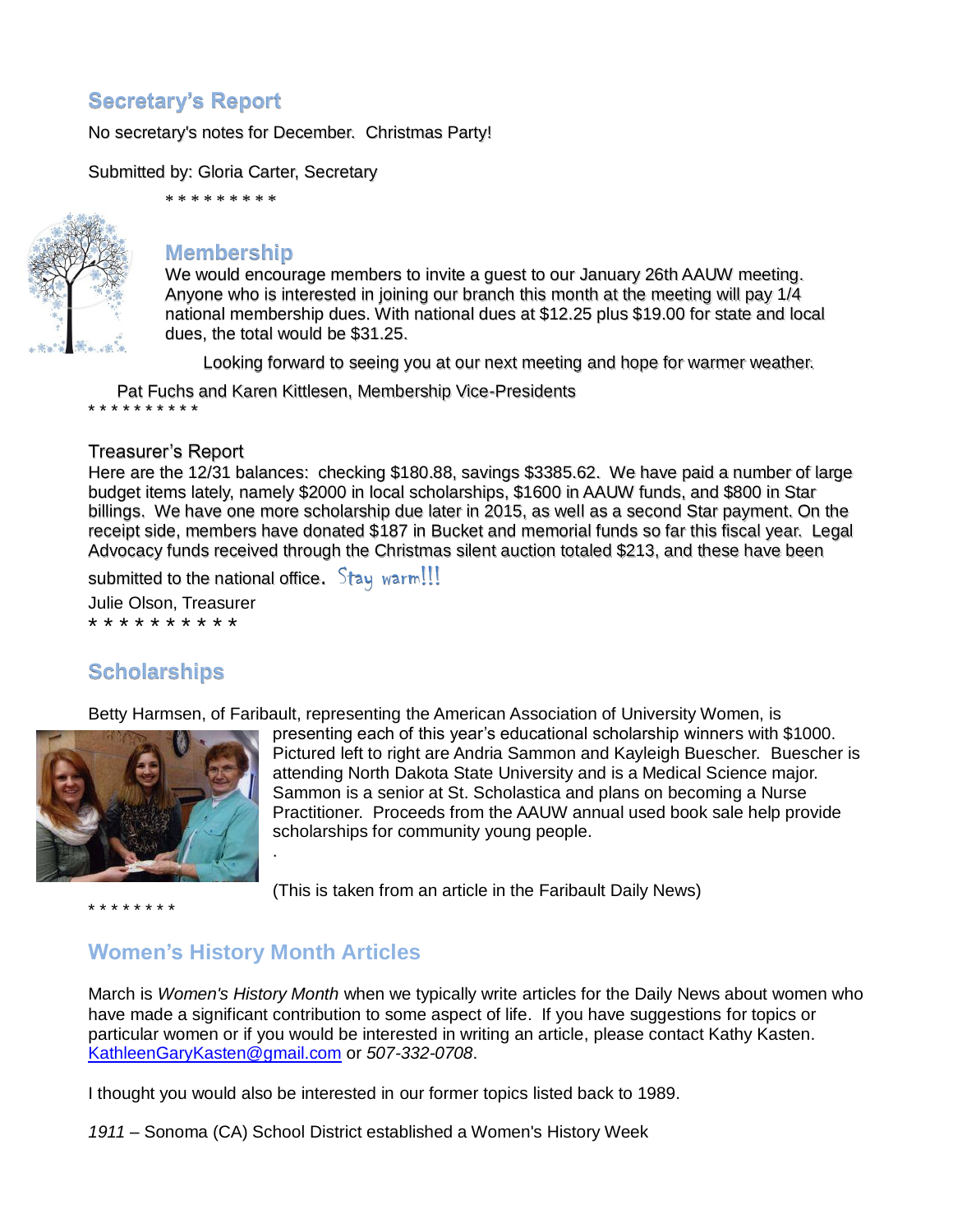## Secretary's Report

No secretary's notes for December. Christmas Party!

Submitted by: Gloria Carter, Secretary

* * * * * * * * *

## Membership

We would encourage members to invite a guest to our January 26th AAUW meeting. Anyone who is interested in joining our branch this month at the meeting will pay 1/4 national membership dues. With national dues at $12.25 plus $19.00 for state and local dues, the total would be $31.25.

Looking forward to seeing you at our next meeting and hope for warmer weather.

Pat Fuchs and Karen Kittlesen, Membership Vice-Presidents

* * * * * * * * * *

Treasurer's Report

Here are the 12/31 balances: checking $180.88, savings $3385.62. We have paid a number of large budget items lately, namely $2000 in local scholarships, $1600 in AAUW funds, and $800 in Star billings. We have one more scholarship due later in 2015, as well as a second Star payment. On the receipt side, members have donated $187 in Bucket and memorial funds so far this fiscal year. Legal Advocacy funds received through the Christmas silent auction totaled $213, and these have been submitted to the national office. Stay warm!!!

Julie Olson, Treasurer

* * * * * * * * * *

## Scholarships

Betty Harmsen, of Faribault, representing the American Association of University Women, is presenting each of this year's educational scholarship winners with $1000. Pictured left to right are Andria Sammon and Kayleigh Buescher. Buescher is attending North Dakota State University and is a Medical Science major. Sammon is a senior at St. Scholastica and plans on becoming a Nurse Practitioner. Proceeds from the AAUW annual used book sale help provide scholarships for community young people.

.

(This is taken from an article in the Faribault Daily News)

* * * * * * * *

## Women's History Month Articles

March is *Women's History Month* when we typically write articles for the Daily News about women who have made a significant contribution to some aspect of life. If you have suggestions for topics or particular women or if you would be interested in writing an article, please contact Kathy Kasten. KathleenGaryKasten@gmail.com or *507-332-0708*.

I thought you would also be interested in our former topics listed back to 1989.

*1911* – Sonoma (CA) School District established a Women's History Week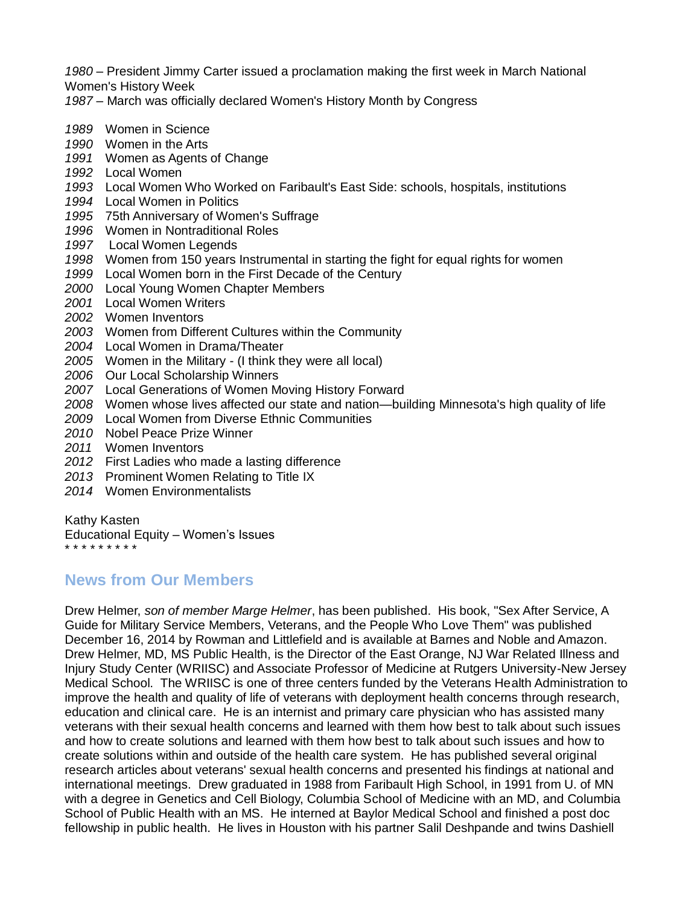*1980* – President Jimmy Carter issued a proclamation making the first week in March National Women's History Week
*1987* – March was officially declared Women's History Month by Congress

*1989* Women in Science
*1990* Women in the Arts
*1991* Women as Agents of Change
*1992* Local Women
*1993* Local Women Who Worked on Faribault's East Side: schools, hospitals, institutions
*1994* Local Women in Politics
*1995* 75th Anniversary of Women's Suffrage
*1996* Women in Nontraditional Roles
*1997* Local Women Legends
*1998* Women from 150 years Instrumental in starting the fight for equal rights for women
*1999* Local Women born in the First Decade of the Century
*2000* Local Young Women Chapter Members
*2001* Local Women Writers
*2002* Women Inventors
*2003* Women from Different Cultures within the Community
*2004* Local Women in Drama/Theater
*2005* Women in the Military - (I think they were all local)
*2006* Our Local Scholarship Winners
*2007* Local Generations of Women Moving History Forward
*2008* Women whose lives affected our state and nation—building Minnesota's high quality of life
*2009* Local Women from Diverse Ethnic Communities
*2010* Nobel Peace Prize Winner
*2011* Women Inventors
*2012* First Ladies who made a lasting difference
*2013* Prominent Women Relating to Title IX
*2014* Women Environmentalists

Kathy Kasten
Educational Equity – Women's Issues
* * * * * * * * *

## News from Our Members

Drew Helmer, *son of member Marge Helmer*, has been published. His book, "Sex After Service, A Guide for Military Service Members, Veterans, and the People Who Love Them" was published December 16, 2014 by Rowman and Littlefield and is available at Barnes and Noble and Amazon. Drew Helmer, MD, MS Public Health, is the Director of the East Orange, NJ War Related Illness and Injury Study Center (WRIISC) and Associate Professor of Medicine at Rutgers University-New Jersey Medical School. The WRIISC is one of three centers funded by the Veterans Health Administration to improve the health and quality of life of veterans with deployment health concerns through research, education and clinical care. He is an internist and primary care physician who has assisted many veterans with their sexual health concerns and learned with them how best to talk about such issues and how to create solutions and learned with them how best to talk about such issues and how to create solutions within and outside of the health care system. He has published several original research articles about veterans' sexual health concerns and presented his findings at national and international meetings. Drew graduated in 1988 from Faribault High School, in 1991 from U. of MN with a degree in Genetics and Cell Biology, Columbia School of Medicine with an MD, and Columbia School of Public Health with an MS. He interned at Baylor Medical School and finished a post doc fellowship in public health. He lives in Houston with his partner Salil Deshpande and twins Dashiell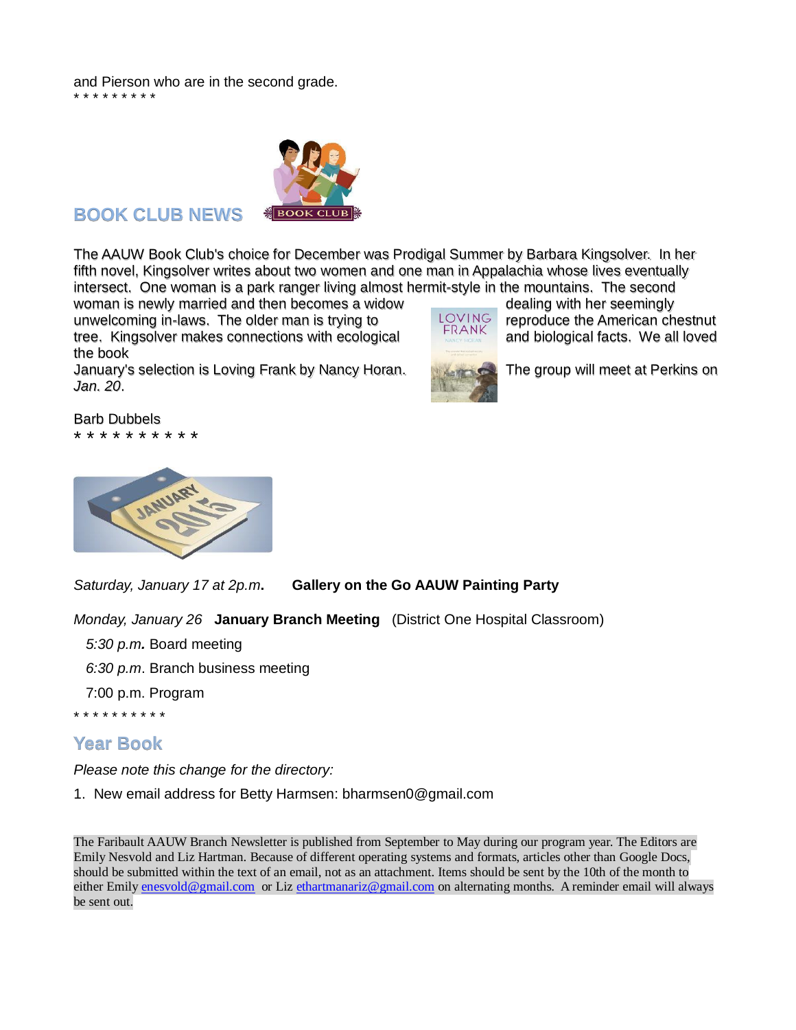and Pierson who are in the second grade.
* * * * * * * * *

## BOOK CLUB NEWS

The AAUW Book Club's choice for December was Prodigal Summer by Barbara Kingsolver. In her fifth novel, Kingsolver writes about two women and one man in Appalachia whose lives eventually intersect. One woman is a park ranger living almost hermit-style in the mountains. The second woman is newly married and then becomes a widow dealing with her seemingly unwelcoming in-laws. The older man is trying to reproduce the American chestnut tree. Kingsolver makes connections with ecological and biological facts. We all loved the book

January's selection is Loving Frank by Nancy Horan. The group will meet at Perkins on *Jan. 20*.

Barb Dubbels
* * * * * * * * * *

*Saturday, January 17 at 2p.m*. **Gallery on the Go AAUW Painting Party**

*Monday, January 26* **January Branch Meeting** (District One Hospital Classroom)

*5:30 p.m.* Board meeting

*6:30 p.m*. Branch business meeting

7:00 p.m. Program

* * * * * * * * * *

## Year Book

*Please note this change for the directory:*

1. New email address for Betty Harmsen: bharmsen0@gmail.com

The Faribault AAUW Branch Newsletter is published from September to May during our program year. The Editors are Emily Nesvold and Liz Hartman. Because of different operating systems and formats, articles other than Google Docs, should be submitted within the text of an email, not as an attachment. Items should be sent by the 10th of the month to either Emily enesvold@gmail.com or Liz ethartmanariz@gmail.com on alternating months. A reminder email will always be sent out.